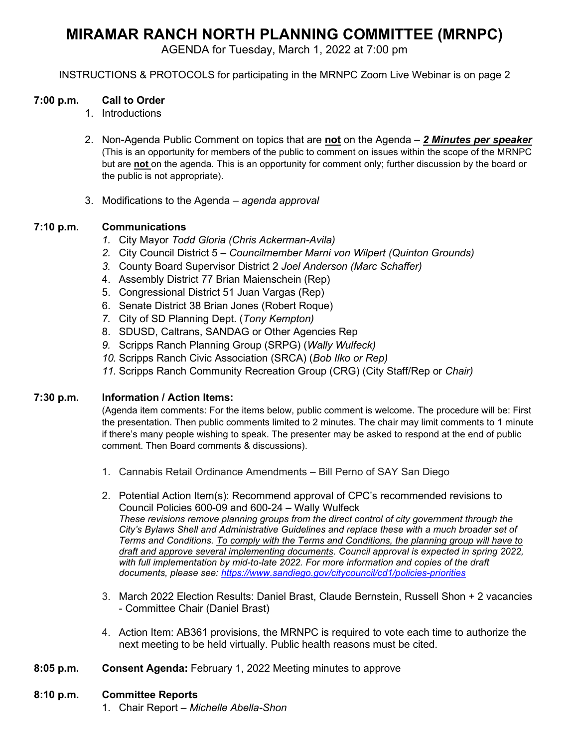# MIRAMAR RANCH NORTH PLANNING COMMITTEE (MRNPC)

AGENDA for Tuesday, March 1, 2022 at 7:00 pm

INSTRUCTIONS & PROTOCOLS for participating in the MRNPC Zoom Live Webinar is on page 2

**7:00 p.m.** **Call to Order**

1. Introductions
2. Non-Agenda Public Comment on topics that are **not** on the Agenda – ***2 Minutes per speaker*** (This is an opportunity for members of the public to comment on issues within the scope of the MRNPC but are **not** on the agenda. This is an opportunity for comment only; further discussion by the board or the public is not appropriate).
3. Modifications to the Agenda – *agenda approval*

**7:10 p.m.** **Communications**

1. City Mayor *Todd Gloria (Chris Ackerman-Avila)*
2. City Council District 5 – *Councilmember Marni von Wilpert (Quinton Grounds)*
3. County Board Supervisor District 2 *Joel Anderson (Marc Schaffer)*
4. Assembly District 77 Brian Maienschein (Rep)
5. Congressional District 51 Juan Vargas (Rep)
6. Senate District 38 Brian Jones (Robert Roque)
7. City of SD Planning Dept. (*Tony Kempton)*
8. SDUSD, Caltrans, SANDAG or Other Agencies Rep
9. Scripps Ranch Planning Group (SRPG) (*Wally Wulfeck)*
10. Scripps Ranch Civic Association (SRCA) (*Bob Ilko or Rep)*
11. Scripps Ranch Community Recreation Group (CRG) (City Staff/Rep or *Chair)*

**7:30 p.m.** **Information / Action Items:**

(Agenda item comments: For the items below, public comment is welcome. The procedure will be: First the presentation. Then public comments limited to 2 minutes. The chair may limit comments to 1 minute if there's many people wishing to speak. The presenter may be asked to respond at the end of public comment. Then Board comments & discussions).

1. Cannabis Retail Ordinance Amendments – Bill Perno of SAY San Diego
2. Potential Action Item(s): Recommend approval of CPC's recommended revisions to Council Policies 600-09 and 600-24 – Wally Wulfeck
   *These revisions remove planning groups from the direct control of city government through the City's Bylaws Shell and Administrative Guidelines and replace these with a much broader set of Terms and Conditions. To comply with the Terms and Conditions, the planning group will have to draft and approve several implementing documents. Council approval is expected in spring 2022, with full implementation by mid-to-late 2022. For more information and copies of the draft documents, please see: https://www.sandiego.gov/citycouncil/cd1/policies-priorities*
3. March 2022 Election Results: Daniel Brast, Claude Bernstein, Russell Shon + 2 vacancies - Committee Chair (Daniel Brast)
4. Action Item: AB361 provisions, the MRNPC is required to vote each time to authorize the next meeting to be held virtually. Public health reasons must be cited.

**8:05 p.m.** **Consent Agenda:** February 1, 2022 Meeting minutes to approve

**8:10 p.m.** **Committee Reports**

1. Chair Report – *Michelle Abella-Shon*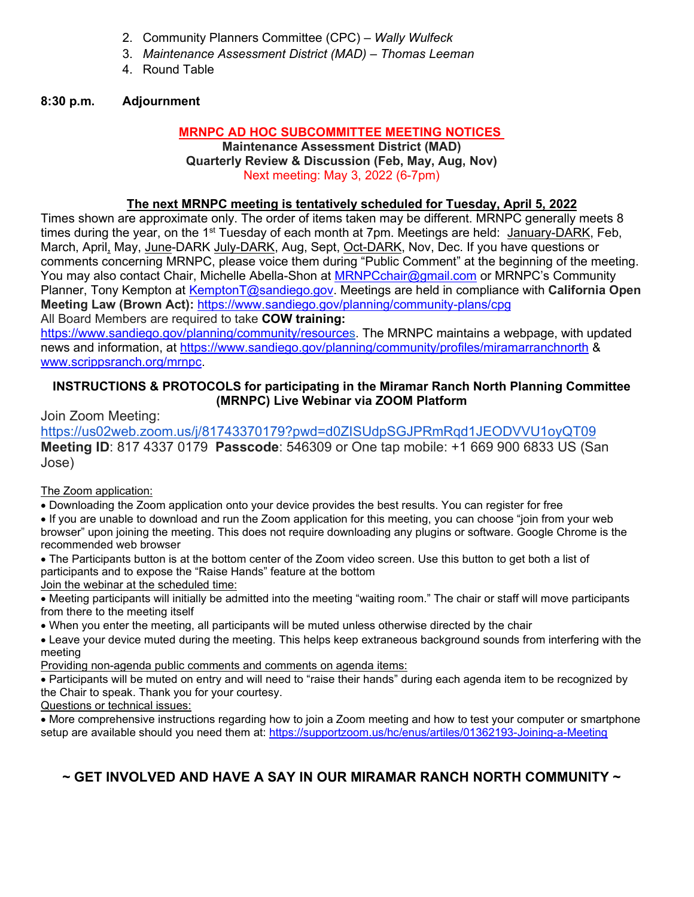2. Community Planners Committee (CPC) – *Wally Wulfeck*
3. *Maintenance Assessment District (MAD) – Thomas Leeman*
4. Round Table

**8:30 p.m. Adjournment**

**MRNPC AD HOC SUBCOMMITTEE MEETING NOTICES**

**Maintenance Assessment District (MAD)**
**Quarterly Review & Discussion (Feb, May, Aug, Nov)**
Next meeting: May 3, 2022 (6-7pm)

**The next MRNPC meeting is tentatively scheduled for Tuesday, April 5, 2022**

Times shown are approximate only. The order of items taken may be different. MRNPC generally meets 8 times during the year, on the 1st Tuesday of each month at 7pm. Meetings are held: January-DARK, Feb, March, April, May, June-DARK July-DARK, Aug, Sept, Oct-DARK, Nov, Dec. If you have questions or comments concerning MRNPC, please voice them during "Public Comment" at the beginning of the meeting. You may also contact Chair, Michelle Abella-Shon at MRNPCchair@gmail.com or MRNPC's Community Planner, Tony Kempton at KemptonT@sandiego.gov. Meetings are held in compliance with **California Open Meeting Law (Brown Act):** https://www.sandiego.gov/planning/community-plans/cpg
All Board Members are required to take **COW training:** https://www.sandiego.gov/planning/community/resources. The MRNPC maintains a webpage, with updated news and information, at https://www.sandiego.gov/planning/community/profiles/miramarranchnorth & www.scrippsranch.org/mrnpc.

**INSTRUCTIONS & PROTOCOLS for participating in the Miramar Ranch North Planning Committee (MRNPC) Live Webinar via ZOOM Platform**

Join Zoom Meeting:
https://us02web.zoom.us/j/81743370179?pwd=d0ZISUdpSGJPRmRqd1JEODVVU1oyQT09
**Meeting ID**: 817 4337 0179 **Passcode**: 546309 or One tap mobile: +1 669 900 6833 US (San Jose)

The Zoom application:

- Downloading the Zoom application onto your device provides the best results. You can register for free
- If you are unable to download and run the Zoom application for this meeting, you can choose "join from your web browser" upon joining the meeting. This does not require downloading any plugins or software. Google Chrome is the recommended web browser
- The Participants button is at the bottom center of the Zoom video screen. Use this button to get both a list of participants and to expose the "Raise Hands" feature at the bottom

Join the webinar at the scheduled time:

- Meeting participants will initially be admitted into the meeting "waiting room." The chair or staff will move participants from there to the meeting itself
- When you enter the meeting, all participants will be muted unless otherwise directed by the chair
- Leave your device muted during the meeting. This helps keep extraneous background sounds from interfering with the meeting

Providing non-agenda public comments and comments on agenda items:

- Participants will be muted on entry and will need to "raise their hands" during each agenda item to be recognized by the Chair to speak. Thank you for your courtesy.

Questions or technical issues:

- More comprehensive instructions regarding how to join a Zoom meeting and how to test your computer or smartphone setup are available should you need them at: https://supportzoom.us/hc/enus/artiles/01362193-Joining-a-Meeting

**~ GET INVOLVED AND HAVE A SAY IN OUR MIRAMAR RANCH NORTH COMMUNITY ~**